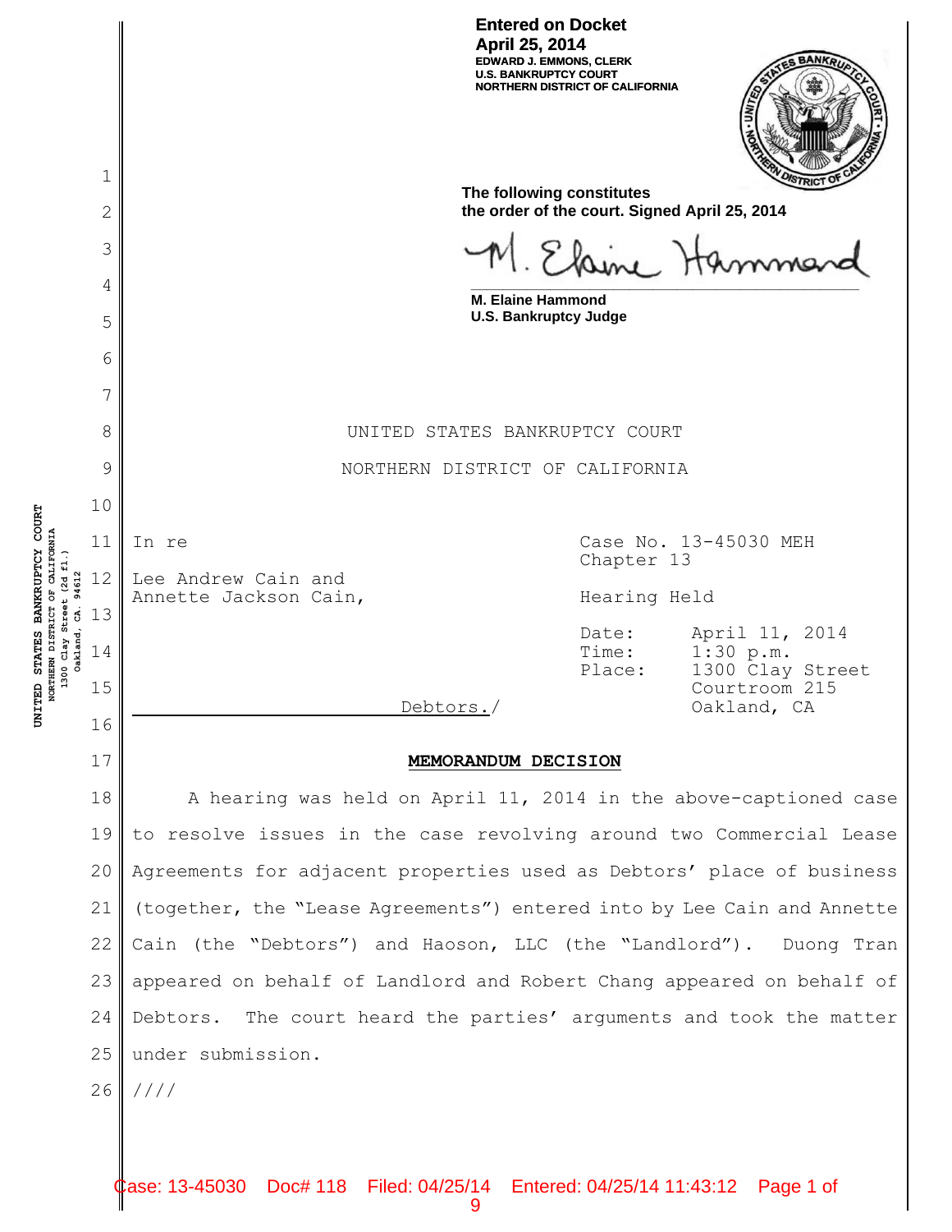**Entered on Docket**
**April 25, 2014**
**EDWARD J. EMMONS, CLERK**
**U.S. BANKRUPTCY COURT**
**NORTHERN DISTRICT OF CALIFORNIA**

**The following constitutes the order of the court. Signed April 25, 2014**

M. Elaine Hammond

**M. Elaine Hammond**
**U.S. Bankruptcy Judge**

UNITED STATES BANKRUPTCY COURT

NORTHERN DISTRICT OF CALIFORNIA

In re

Lee Andrew Cain and
Annette Jackson Cain,

Debtors./

Case No. 13-45030 MEH
Chapter 13

Hearing Held

Date: April 11, 2014
Time: 1:30 p.m.
Place: 1300 Clay Street
Courtroom 215
Oakland, CA

**MEMORANDUM DECISION**

A hearing was held on April 11, 2014 in the above-captioned case to resolve issues in the case revolving around two Commercial Lease Agreements for adjacent properties used as Debtors' place of business (together, the "Lease Agreements") entered into by Lee Cain and Annette Cain (the "Debtors") and Haoson, LLC (the "Landlord"). Duong Tran appeared on behalf of Landlord and Robert Chang appeared on behalf of Debtors. The court heard the parties' arguments and took the matter under submission.

////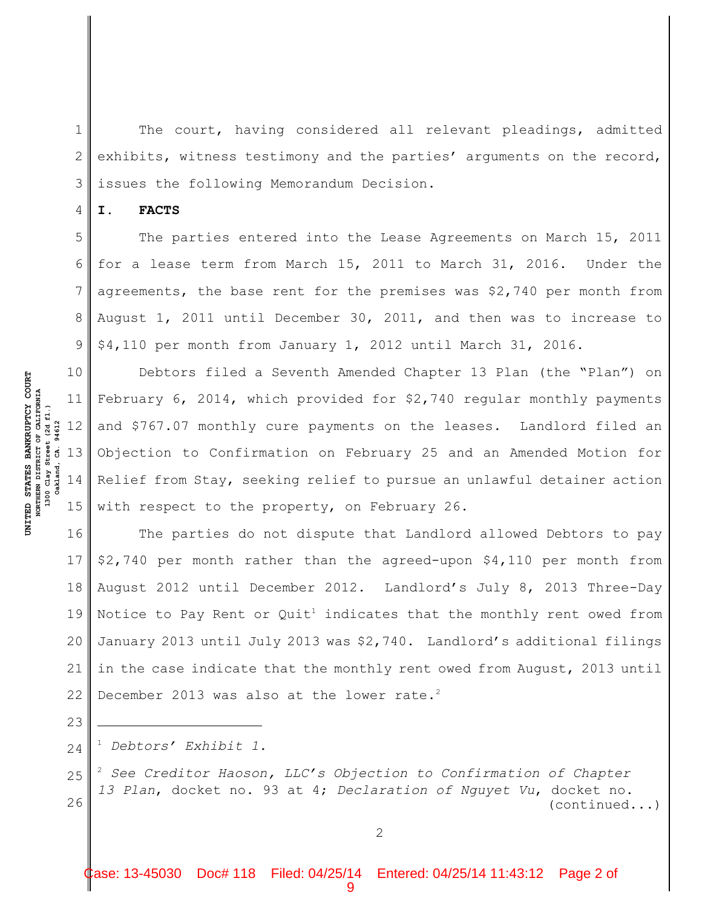The court, having considered all relevant pleadings, admitted exhibits, witness testimony and the parties' arguments on the record, issues the following Memorandum Decision.

## I. FACTS

The parties entered into the Lease Agreements on March 15, 2011 for a lease term from March 15, 2011 to March 31, 2016. Under the agreements, the base rent for the premises was $2,740 per month from August 1, 2011 until December 30, 2011, and then was to increase to $4,110 per month from January 1, 2012 until March 31, 2016.

Debtors filed a Seventh Amended Chapter 13 Plan (the "Plan") on February 6, 2014, which provided for $2,740 regular monthly payments and $767.07 monthly cure payments on the leases. Landlord filed an Objection to Confirmation on February 25 and an Amended Motion for Relief from Stay, seeking relief to pursue an unlawful detainer action with respect to the property, on February 26.

The parties do not dispute that Landlord allowed Debtors to pay $2,740 per month rather than the agreed-upon $4,110 per month from August 2012 until December 2012. Landlord's July 8, 2013 Three-Day Notice to Pay Rent or Quit[1] indicates that the monthly rent owed from January 2013 until July 2013 was $2,740. Landlord's additional filings in the case indicate that the monthly rent owed from August, 2013 until December 2013 was also at the lower rate.[2]

---

[1] *Debtors' Exhibit 1*.

[2] *See Creditor Haoson, LLC's Objection to Confirmation of Chapter 13 Plan*, docket no. 93 at 4; *Declaration of Nguyet Vu*, docket no. (continued...)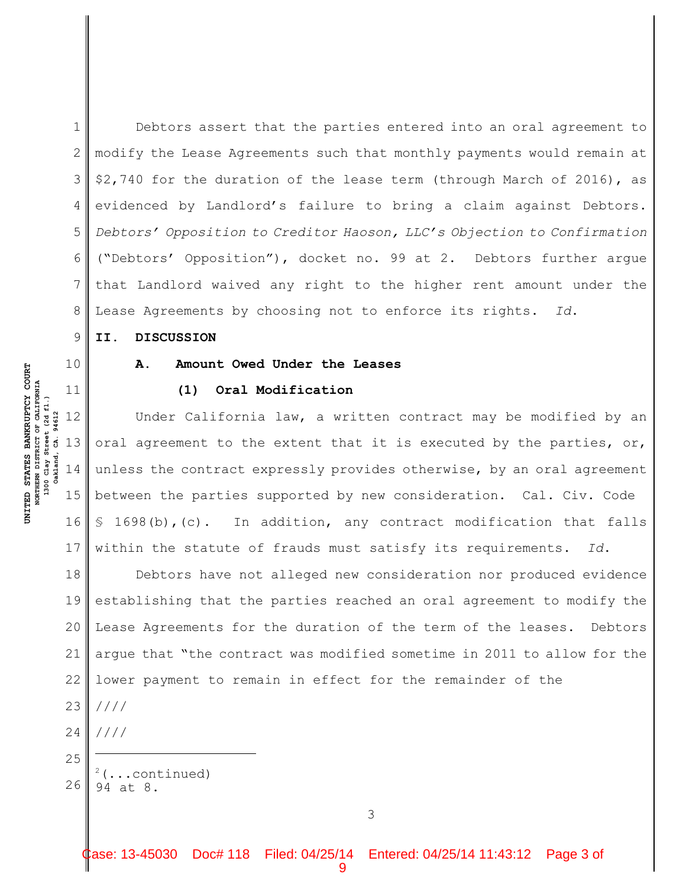Debtors assert that the parties entered into an oral agreement to modify the Lease Agreements such that monthly payments would remain at $2,740 for the duration of the lease term (through March of 2016), as evidenced by Landlord's failure to bring a claim against Debtors. *Debtors' Opposition to Creditor Haoson, LLC's Objection to Confirmation* ("Debtors' Opposition"), docket no. 99 at 2. Debtors further argue that Landlord waived any right to the higher rent amount under the Lease Agreements by choosing not to enforce its rights. *Id.*

## II. DISCUSSION

### A. Amount Owed Under the Leases

#### (1) Oral Modification

Under California law, a written contract may be modified by an oral agreement to the extent that it is executed by the parties, or, unless the contract expressly provides otherwise, by an oral agreement between the parties supported by new consideration. Cal. Civ. Code § 1698(b),(c). In addition, any contract modification that falls within the statute of frauds must satisfy its requirements. *Id.*

Debtors have not alleged new consideration nor produced evidence establishing that the parties reached an oral agreement to modify the Lease Agreements for the duration of the term of the leases. Debtors argue that "the contract was modified sometime in 2011 to allow for the lower payment to remain in effect for the remainder of the

////

////

---

[2](...continued) 94 at 8.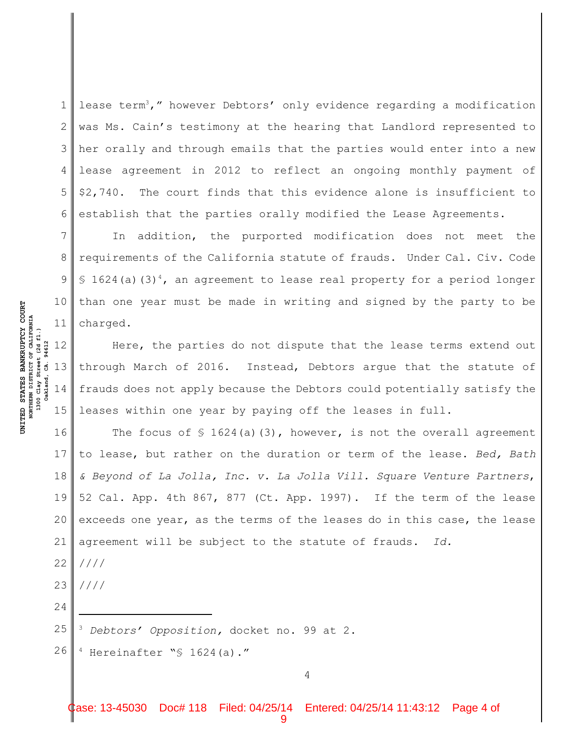lease term[3]," however Debtors' only evidence regarding a modification was Ms. Cain's testimony at the hearing that Landlord represented to her orally and through emails that the parties would enter into a new lease agreement in 2012 to reflect an ongoing monthly payment of $2,740. The court finds that this evidence alone is insufficient to establish that the parties orally modified the Lease Agreements.

In addition, the purported modification does not meet the requirements of the California statute of frauds. Under Cal. Civ. Code § 1624(a)(3)[4], an agreement to lease real property for a period longer than one year must be made in writing and signed by the party to be charged.

Here, the parties do not dispute that the lease terms extend out through March of 2016. Instead, Debtors argue that the statute of frauds does not apply because the Debtors could potentially satisfy the leases within one year by paying off the leases in full.

The focus of § 1624(a)(3), however, is not the overall agreement to lease, but rather on the duration or term of the lease. *Bed, Bath & Beyond of La Jolla, Inc. v. La Jolla Vill. Square Venture Partners*, 52 Cal. App. 4th 867, 877 (Ct. App. 1997). If the term of the lease exceeds one year, as the terms of the leases do in this case, the lease agreement will be subject to the statute of frauds. *Id.*

////

////

---

[3] *Debtors' Opposition,* docket no. 99 at 2.

[4] Hereinafter "§ 1624(a)."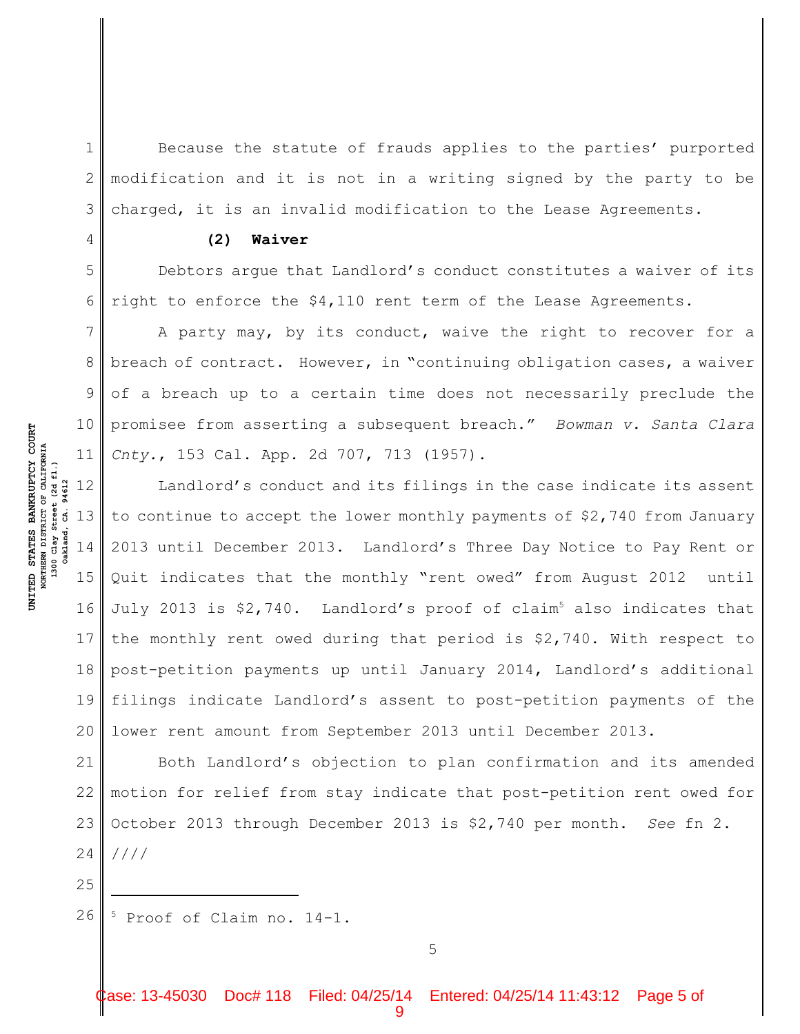Because the statute of frauds applies to the parties' purported modification and it is not in a writing signed by the party to be charged, it is an invalid modification to the Lease Agreements.

**(2) Waiver**

Debtors argue that Landlord's conduct constitutes a waiver of its right to enforce the $4,110 rent term of the Lease Agreements.

A party may, by its conduct, waive the right to recover for a breach of contract. However, in "continuing obligation cases, a waiver of a breach up to a certain time does not necessarily preclude the promisee from asserting a subsequent breach." *Bowman v. Santa Clara Cnty.*, 153 Cal. App. 2d 707, 713 (1957).

Landlord's conduct and its filings in the case indicate its assent to continue to accept the lower monthly payments of $2,740 from January 2013 until December 2013. Landlord's Three Day Notice to Pay Rent or Quit indicates that the monthly "rent owed" from August 2012 until July 2013 is $2,740. Landlord's proof of claim[5] also indicates that the monthly rent owed during that period is $2,740. With respect to post-petition payments up until January 2014, Landlord's additional filings indicate Landlord's assent to post-petition payments of the lower rent amount from September 2013 until December 2013.

Both Landlord's objection to plan confirmation and its amended motion for relief from stay indicate that post-petition rent owed for October 2013 through December 2013 is $2,740 per month. *See* fn 2.

////

[5] Proof of Claim no. 14-1.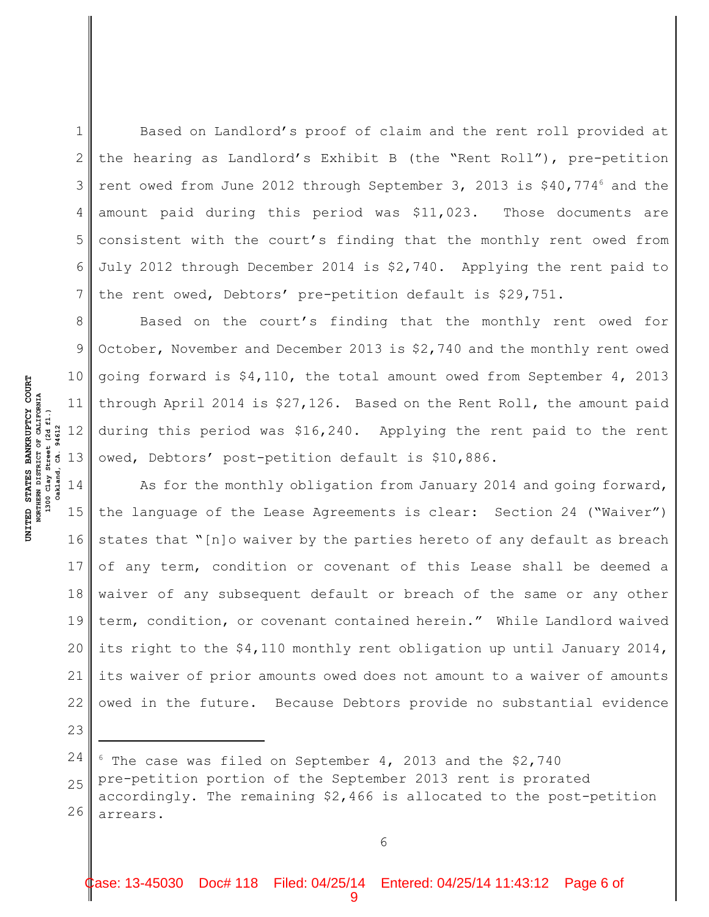Based on Landlord's proof of claim and the rent roll provided at the hearing as Landlord's Exhibit B (the "Rent Roll"), pre-petition rent owed from June 2012 through September 3, 2013 is $40,774[6] and the amount paid during this period was $11,023. Those documents are consistent with the court's finding that the monthly rent owed from July 2012 through December 2014 is $2,740. Applying the rent paid to the rent owed, Debtors' pre-petition default is $29,751.

Based on the court's finding that the monthly rent owed for October, November and December 2013 is $2,740 and the monthly rent owed going forward is $4,110, the total amount owed from September 4, 2013 through April 2014 is $27,126. Based on the Rent Roll, the amount paid during this period was $16,240. Applying the rent paid to the rent owed, Debtors' post-petition default is $10,886.

As for the monthly obligation from January 2014 and going forward, the language of the Lease Agreements is clear: Section 24 ("Waiver") states that "[n]o waiver by the parties hereto of any default as breach of any term, condition or covenant of this Lease shall be deemed a waiver of any subsequent default or breach of the same or any other term, condition, or covenant contained herein." While Landlord waived its right to the $4,110 monthly rent obligation up until January 2014, its waiver of prior amounts owed does not amount to a waiver of amounts owed in the future. Because Debtors provide no substantial evidence

---

[6] The case was filed on September 4, 2013 and the $2,740 pre-petition portion of the September 2013 rent is prorated accordingly. The remaining $2,466 is allocated to the post-petition arrears.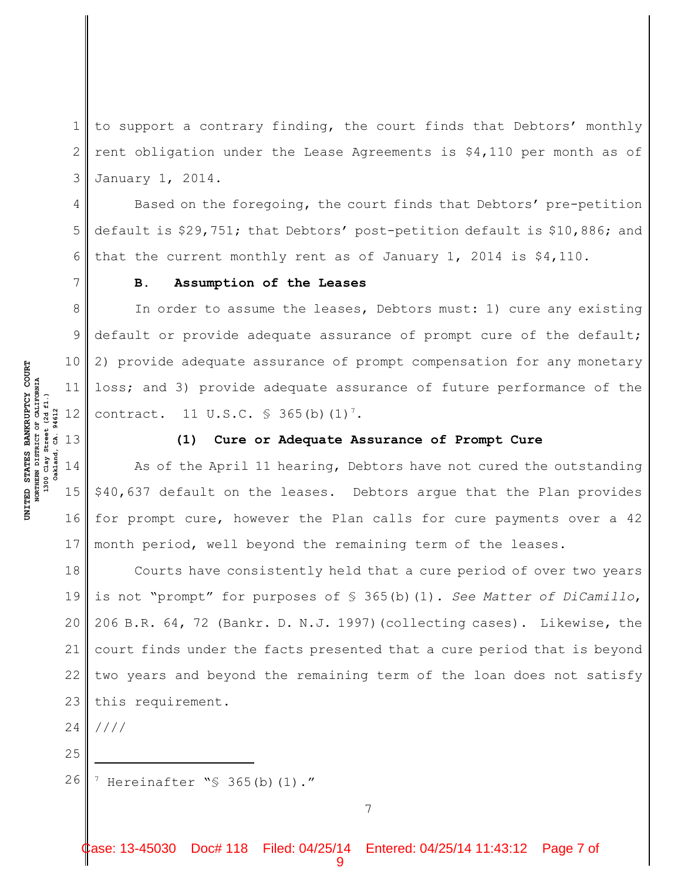to support a contrary finding, the court finds that Debtors' monthly rent obligation under the Lease Agreements is $4,110 per month as of January 1, 2014.

Based on the foregoing, the court finds that Debtors' pre-petition default is $29,751; that Debtors' post-petition default is $10,886; and that the current monthly rent as of January 1, 2014 is $4,110.

**B. Assumption of the Leases**

In order to assume the leases, Debtors must: 1) cure any existing default or provide adequate assurance of prompt cure of the default; 2) provide adequate assurance of prompt compensation for any monetary loss; and 3) provide adequate assurance of future performance of the contract. 11 U.S.C. § 365(b)(1)[7].

**(1) Cure or Adequate Assurance of Prompt Cure**

As of the April 11 hearing, Debtors have not cured the outstanding $40,637 default on the leases. Debtors argue that the Plan provides for prompt cure, however the Plan calls for cure payments over a 42 month period, well beyond the remaining term of the leases.

Courts have consistently held that a cure period of over two years is not "prompt" for purposes of § 365(b)(1). *See Matter of DiCamillo*, 206 B.R. 64, 72 (Bankr. D. N.J. 1997)(collecting cases). Likewise, the court finds under the facts presented that a cure period that is beyond two years and beyond the remaining term of the loan does not satisfy this requirement.

////

[7] Hereinafter "§ 365(b)(1)."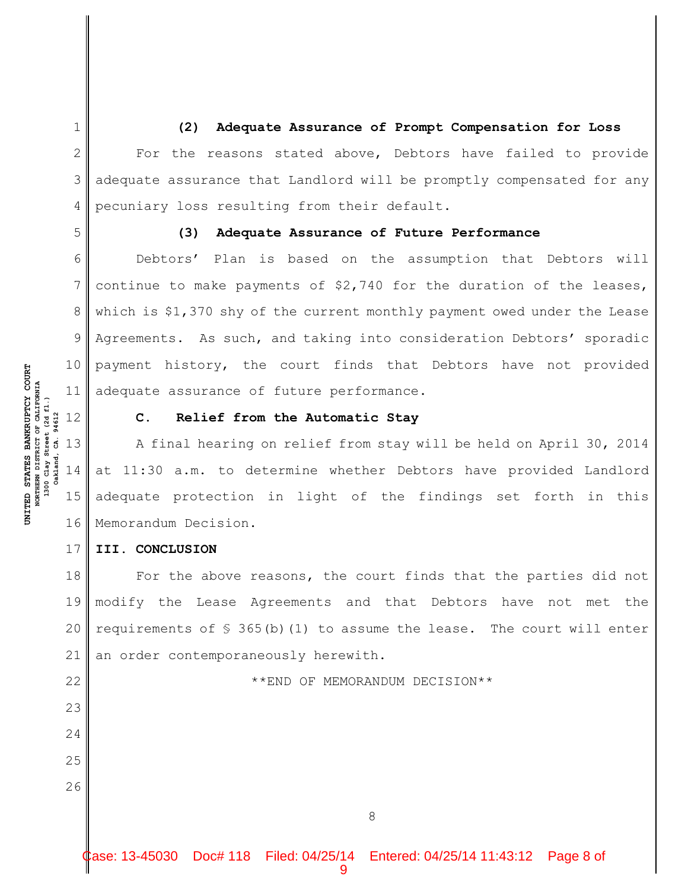### (2) Adequate Assurance of Prompt Compensation for Loss

For the reasons stated above, Debtors have failed to provide adequate assurance that Landlord will be promptly compensated for any pecuniary loss resulting from their default.

### (3) Adequate Assurance of Future Performance

Debtors' Plan is based on the assumption that Debtors will continue to make payments of $2,740 for the duration of the leases, which is $1,370 shy of the current monthly payment owed under the Lease Agreements. As such, and taking into consideration Debtors' sporadic payment history, the court finds that Debtors have not provided adequate assurance of future performance.

### C. Relief from the Automatic Stay

A final hearing on relief from stay will be held on April 30, 2014 at 11:30 a.m. to determine whether Debtors have provided Landlord adequate protection in light of the findings set forth in this Memorandum Decision.

## III. CONCLUSION

For the above reasons, the court finds that the parties did not modify the Lease Agreements and that Debtors have not met the requirements of § 365(b)(1) to assume the lease. The court will enter an order contemporaneously herewith.

**END OF MEMORANDUM DECISION**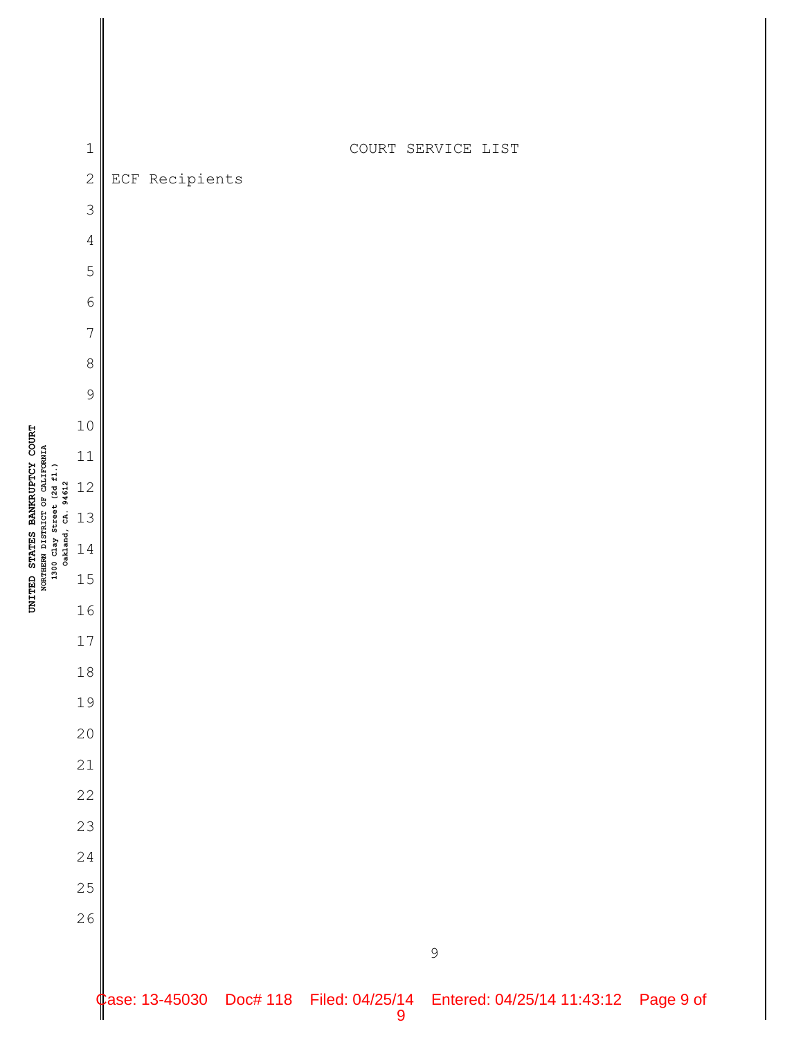# COURT SERVICE LIST

ECF Recipients